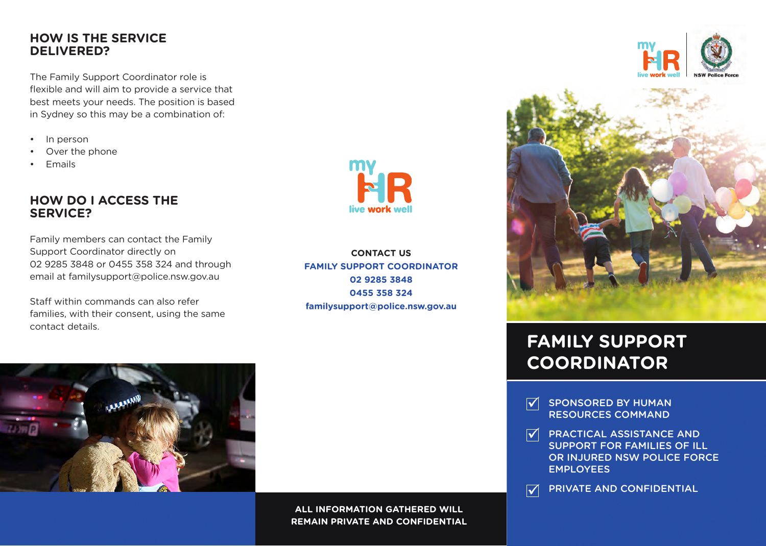## HOW IS THE SERVICE DELIVERED?

The Family Support Coordinator role is flexible and will aim to provide a service that best meets your needs. The position is based in Sydney so this may be a combination of:

- In person
- Over the phone
- Emails

## HOW DO I ACCESS THE SERVICE?

Family members can contact the Family Support Coordinator directly on 02 9285 3848 or 0455 358 324 and through email at familysupport@police.nsw.gov.au

Staff within commands can also refer families, with their consent, using the same contact details.

**CONTACT US**

**FAMILY SUPPORT COORDINATOR**

**02 9285 3848**

**0455 358 324**

**familysupport@police.nsw.gov.au**

**ALL INFORMATION GATHERED WILL REMAIN PRIVATE AND CONFIDENTIAL**

# FAMILY SUPPORT COORDINATOR

- ☑ SPONSORED BY HUMAN RESOURCES COMMAND
- ☑ PRACTICAL ASSISTANCE AND SUPPORT FOR FAMILIES OF ILL OR INJURED NSW POLICE FORCE EMPLOYEES
- ☑ PRIVATE AND CONFIDENTIAL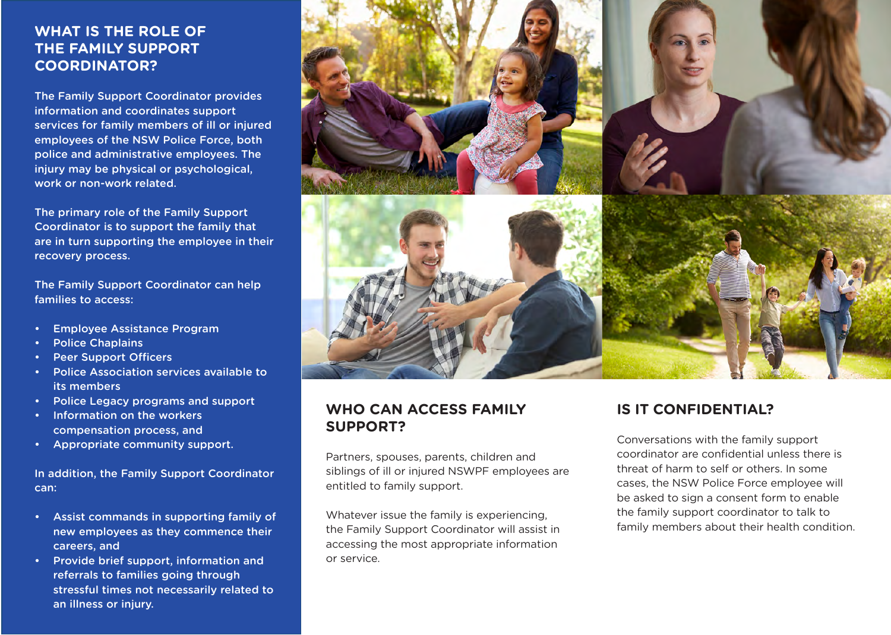## WHAT IS THE ROLE OF THE FAMILY SUPPORT COORDINATOR?

The Family Support Coordinator provides information and coordinates support services for family members of ill or injured employees of the NSW Police Force, both police and administrative employees. The injury may be physical or psychological, work or non-work related.

The primary role of the Family Support Coordinator is to support the family that are in turn supporting the employee in their recovery process.

The Family Support Coordinator can help families to access:

- Employee Assistance Program
- Police Chaplains
- Peer Support Officers
- Police Association services available to its members
- Police Legacy programs and support
- Information on the workers compensation process, and
- Appropriate community support.

In addition, the Family Support Coordinator can:

- Assist commands in supporting family of new employees as they commence their careers, and
- Provide brief support, information and referrals to families going through stressful times not necessarily related to an illness or injury.

## WHO CAN ACCESS FAMILY SUPPORT?

Partners, spouses, parents, children and siblings of ill or injured NSWPF employees are entitled to family support.

Whatever issue the family is experiencing, the Family Support Coordinator will assist in accessing the most appropriate information or service.

## IS IT CONFIDENTIAL?

Conversations with the family support coordinator are confidential unless there is threat of harm to self or others. In some cases, the NSW Police Force employee will be asked to sign a consent form to enable the family support coordinator to talk to family members about their health condition.